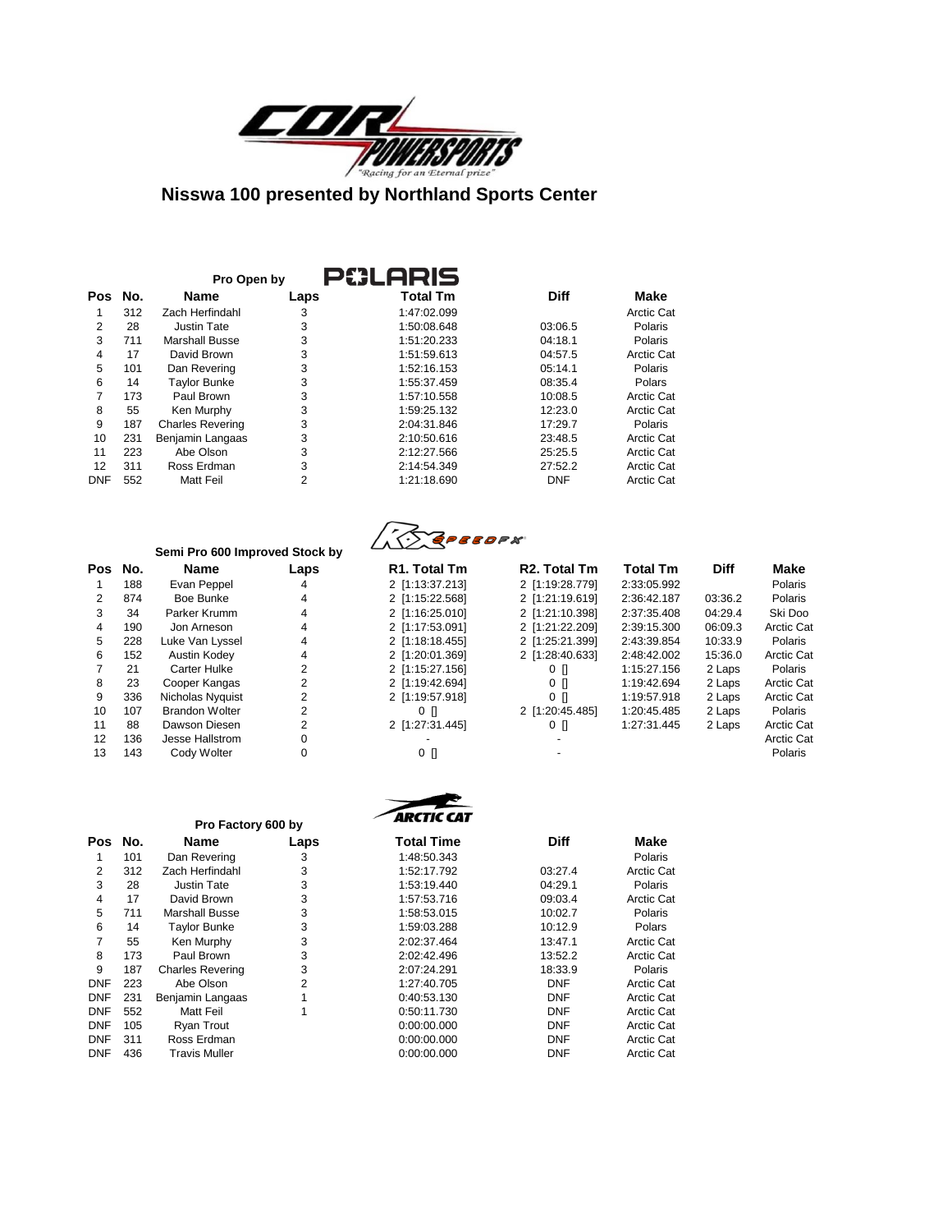# Nisswa 100 presented by Northland Sports Center

## Pro Open by Polaris

| Pos | No. | Name | Laps | Total Tm | Diff | Make |
|---|---|---|---|---|---|---|
| 1 | 312 | Zach Herfindahl | 3 | 1:47:02.099 | | Arctic Cat |
| 2 | 28 | Justin Tate | 3 | 1:50:08.648 | 03:06.5 | Polaris |
| 3 | 711 | Marshall Busse | 3 | 1:51:20.233 | 04:18.1 | Polaris |
| 4 | 17 | David Brown | 3 | 1:51:59.613 | 04:57.5 | Arctic Cat |
| 5 | 101 | Dan Revering | 3 | 1:52:16.153 | 05:14.1 | Polaris |
| 6 | 14 | Taylor Bunke | 3 | 1:55:37.459 | 08:35.4 | Polars |
| 7 | 173 | Paul Brown | 3 | 1:57:10.558 | 10:08.5 | Arctic Cat |
| 8 | 55 | Ken Murphy | 3 | 1:59:25.132 | 12:23.0 | Arctic Cat |
| 9 | 187 | Charles Revering | 3 | 2:04:31.846 | 17:29.7 | Polaris |
| 10 | 231 | Benjamin Langaas | 3 | 2:10:50.616 | 23:48.5 | Arctic Cat |
| 11 | 223 | Abe Olson | 3 | 2:12:27.566 | 25:25.5 | Arctic Cat |
| 12 | 311 | Ross Erdman | 3 | 2:14:54.349 | 27:52.2 | Arctic Cat |
| DNF | 552 | Matt Feil | 2 | 1:21:18.690 | DNF | Arctic Cat |

## Semi Pro 600 Improved Stock by RX Speedfx

| Pos | No. | Name | Laps | R1. Total Tm | R2. Total Tm | Total Tm | Diff | Make |
|---|---|---|---|---|---|---|---|---|
| 1 | 188 | Evan Peppel | 4 | 2 [1:13:37.213] | 2 [1:19:28.779] | 2:33:05.992 | | Polaris |
| 2 | 874 | Boe Bunke | 4 | 2 [1:15:22.568] | 2 [1:21:19.619] | 2:36:42.187 | 03:36.2 | Polaris |
| 3 | 34 | Parker Krumm | 4 | 2 [1:16:25.010] | 2 [1:21:10.398] | 2:37:35.408 | 04:29.4 | Ski Doo |
| 4 | 190 | Jon Arneson | 4 | 2 [1:17:53.091] | 2 [1:21:22.209] | 2:39:15.300 | 06:09.3 | Arctic Cat |
| 5 | 228 | Luke Van Lyssel | 4 | 2 [1:18:18.455] | 2 [1:25:21.399] | 2:43:39.854 | 10:33.9 | Polaris |
| 6 | 152 | Austin Kodey | 4 | 2 [1:20:01.369] | 2 [1:28:40.633] | 2:48:42.002 | 15:36.0 | Arctic Cat |
| 7 | 21 | Carter Hulke | 2 | 2 [1:15:27.156] | 0 [] | 1:15:27.156 | 2 Laps | Polaris |
| 8 | 23 | Cooper Kangas | 2 | 2 [1:19:42.694] | 0 [] | 1:19:42.694 | 2 Laps | Arctic Cat |
| 9 | 336 | Nicholas Nyquist | 2 | 2 [1:19:57.918] | 0 [] | 1:19:57.918 | 2 Laps | Arctic Cat |
| 10 | 107 | Brandon Wolter | 2 | 0 [] | 2 [1:20:45.485] | 1:20:45.485 | 2 Laps | Polaris |
| 11 | 88 | Dawson Diesen | 2 | 2 [1:27:31.445] | 0 [] | 1:27:31.445 | 2 Laps | Arctic Cat |
| 12 | 136 | Jesse Hallstrom | 0 | - | - | | | Arctic Cat |
| 13 | 143 | Cody Wolter | 0 | 0 [] | - | | | Polaris |

## Pro Factory 600 by Arctic Cat

| Pos | No. | Name | Laps | Total Time | Diff | Make |
|---|---|---|---|---|---|---|
| 1 | 101 | Dan Revering | 3 | 1:48:50.343 | | Polaris |
| 2 | 312 | Zach Herfindahl | 3 | 1:52:17.792 | 03:27.4 | Arctic Cat |
| 3 | 28 | Justin Tate | 3 | 1:53:19.440 | 04:29.1 | Polaris |
| 4 | 17 | David Brown | 3 | 1:57:53.716 | 09:03.4 | Arctic Cat |
| 5 | 711 | Marshall Busse | 3 | 1:58:53.015 | 10:02.7 | Polaris |
| 6 | 14 | Taylor Bunke | 3 | 1:59:03.288 | 10:12.9 | Polars |
| 7 | 55 | Ken Murphy | 3 | 2:02:37.464 | 13:47.1 | Arctic Cat |
| 8 | 173 | Paul Brown | 3 | 2:02:42.496 | 13:52.2 | Arctic Cat |
| 9 | 187 | Charles Revering | 3 | 2:07:24.291 | 18:33.9 | Polaris |
| DNF | 223 | Abe Olson | 2 | 1:27:40.705 | DNF | Arctic Cat |
| DNF | 231 | Benjamin Langaas | 1 | 0:40:53.130 | DNF | Arctic Cat |
| DNF | 552 | Matt Feil | 1 | 0:50:11.730 | DNF | Arctic Cat |
| DNF | 105 | Ryan Trout | | 0:00:00.000 | DNF | Arctic Cat |
| DNF | 311 | Ross Erdman | | 0:00:00.000 | DNF | Arctic Cat |
| DNF | 436 | Travis Muller | | 0:00:00.000 | DNF | Arctic Cat |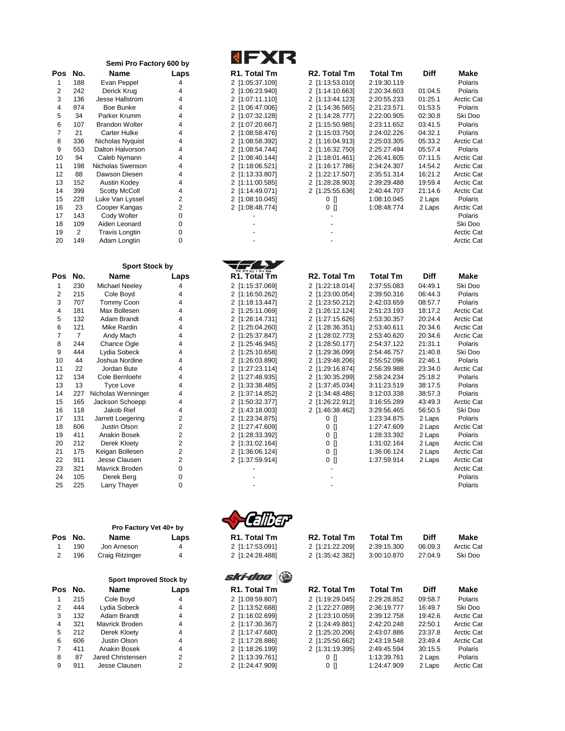## Semi Pro Factory 600 by FXR

| Pos | No. | Name | Laps | R1. Total Tm | R2. Total Tm | Total Tm | Diff | Make |
|---|---|---|---|---|---|---|---|---|
| 1 | 188 | Evan Peppel | 4 | 2 [1:05:37.109] | 2 [1:13:53.010] | 2:19:30.119 | | Polaris |
| 2 | 242 | Derick Krug | 4 | 2 [1:06:23.940] | 2 [1:14:10.663] | 2:20:34.603 | 01:04.5 | Polaris |
| 3 | 136 | Jesse Hallstrom | 4 | 2 [1:07:11.110] | 2 [1:13:44.123] | 2:20:55.233 | 01:25.1 | Arctic Cat |
| 4 | 874 | Boe Bunke | 4 | 2 [1:06:47.006] | 2 [1:14:36.565] | 2:21:23.571 | 01:53.5 | Polaris |
| 5 | 34 | Parker Krumm | 4 | 2 [1:07:32.128] | 2 [1:14:28.777] | 2:22:00.905 | 02:30.8 | Ski Doo |
| 6 | 107 | Brandon Wolter | 4 | 2 [1:07:20.667] | 2 [1:15:50.985] | 2:23:11.652 | 03:41.5 | Polaris |
| 7 | 21 | Carter Hulke | 4 | 2 [1:08:58.476] | 2 [1:15:03.750] | 2:24:02.226 | 04:32.1 | Polaris |
| 8 | 336 | Nicholas Nyquist | 4 | 2 [1:08:58.392] | 2 [1:16:04.913] | 2:25:03.305 | 05:33.2 | Arctic Cat |
| 9 | 553 | Dalton Halvorson | 4 | 2 [1:08:54.744] | 2 [1:16:32.750] | 2:25:27.494 | 05:57.4 | Polaris |
| 10 | 94 | Caleb Nymann | 4 | 2 [1:08:40.144] | 2 [1:18:01.461] | 2:26:41.605 | 07:11.5 | Arctic Cat |
| 11 | 198 | Nicholas Swenson | 4 | 2 [1:18:06.521] | 2 [1:16:17.786] | 2:34:24.307 | 14:54.2 | Arctic Cat |
| 12 | 88 | Dawson Diesen | 4 | 2 [1:13:33.807] | 2 [1:22:17.507] | 2:35:51.314 | 16:21.2 | Arctic Cat |
| 13 | 152 | Austin Kodey | 4 | 2 [1:11:00.585] | 2 [1:28:28.903] | 2:39:29.488 | 19:59.4 | Arctic Cat |
| 14 | 399 | Scotty McColl | 4 | 2 [1:14:49.071] | 2 [1:25:55.636] | 2:40:44.707 | 21:14.6 | Arctic Cat |
| 15 | 228 | Luke Van Lyssel | 2 | 2 [1:08:10.045] | 0 [] | 1:08:10.045 | 2 Laps | Polaris |
| 16 | 23 | Cooper Kangas | 2 | 2 [1:08:48.774] | 0 [] | 1:08:48.774 | 2 Laps | Arctic Cat |
| 17 | 143 | Cody Wolter | 0 | - | - | | | Polaris |
| 18 | 109 | Aiden Leonard | 0 | - | - | | | Ski Doo |
| 19 | 2 | Travis Longtin | 0 | - | - | | | Arctic Cat |
| 20 | 149 | Adam Longtin | 0 | - | - | | | Arctic Cat |

## Sport Stock by FLY Racing

| Pos | No. | Name | Laps | R1. Total Tm | R2. Total Tm | Total Tm | Diff | Make |
|---|---|---|---|---|---|---|---|---|
| 1 | 230 | Michael Neeley | 4 | 2 [1:15:37.069] | 2 [1:22:18.014] | 2:37:55.083 | 04:49.1 | Ski Doo |
| 2 | 215 | Cole Boyd | 4 | 2 [1:16:50.262] | 2 [1:23:00.054] | 2:39:50.316 | 06:44.3 | Polaris |
| 3 | 707 | Tommy Coon | 4 | 2 [1:18:13.447] | 2 [1:23:50.212] | 2:42:03.659 | 08:57.7 | Polaris |
| 4 | 181 | Max Bollesen | 4 | 2 [1:25:11.069] | 2 [1:26:12.124] | 2:51:23.193 | 18:17.2 | Arctic Cat |
| 5 | 132 | Adam Brandt | 4 | 2 [1:26:14.731] | 2 [1:27:15.626] | 2:53:30.357 | 20:24.4 | Arctic Cat |
| 6 | 121 | Mike Rardin | 4 | 2 [1:25:04.260] | 2 [1:28:36.351] | 2:53:40.611 | 20:34.6 | Arctic Cat |
| 7 | 7 | Andy Mach | 4 | 2 [1:25:37.847] | 2 [1:28:02.773] | 2:53:40.620 | 20:34.6 | Arctic Cat |
| 8 | 244 | Chance Ogle | 4 | 2 [1:25:46.945] | 2 [1:28:50.177] | 2:54:37.122 | 21:31.1 | Polaris |
| 9 | 444 | Lydia Sobeck | 4 | 2 [1:25:10.658] | 2 [1:29:36.099] | 2:54:46.757 | 21:40.8 | Ski Doo |
| 10 | 44 | Joshua Nordine | 4 | 2 [1:26:03.890] | 2 [1:29:48.206] | 2:55:52.096 | 22:46.1 | Polaris |
| 11 | 22 | Jordan Bute | 4 | 2 [1:27:23.114] | 2 [1:29:16.874] | 2:56:39.988 | 23:34.0 | Arctic Cat |
| 12 | 134 | Cole Bernloehr | 4 | 2 [1:27:48.935] | 2 [1:30:35.299] | 2:58:24.234 | 25:18.2 | Polaris |
| 13 | 13 | Tyce Love | 4 | 2 [1:33:38.485] | 2 [1:37:45.034] | 3:11:23.519 | 38:17.5 | Polaris |
| 14 | 227 | Nicholas Wenninger | 4 | 2 [1:37:14.852] | 2 [1:34:48.486] | 3:12:03.338 | 38:57.3 | Polaris |
| 15 | 165 | Jackson Schoepp | 4 | 2 [1:50:32.377] | 2 [1:26:22.912] | 3:16:55.289 | 43:49.3 | Arctic Cat |
| 16 | 118 | Jakob Rief | 4 | 2 [1:43:18.003] | 2 [1:46:38.462] | 3:29:56.465 | 56:50.5 | Ski Doo |
| 17 | 131 | Jarrett Loegering | 2 | 2 [1:23:34.875] | 0 [] | 1:23:34.875 | 2 Laps | Polaris |
| 18 | 606 | Justin Olson | 2 | 2 [1:27:47.609] | 0 [] | 1:27:47.609 | 2 Laps | Arctic Cat |
| 19 | 411 | Anakin Bosek | 2 | 2 [1:28:33.392] | 0 [] | 1:28:33.392 | 2 Laps | Polaris |
| 20 | 212 | Derek Kloety | 2 | 2 [1:31:02.164] | 0 [] | 1:31:02.164 | 2 Laps | Arctic Cat |
| 21 | 175 | Keigan Bollesen | 2 | 2 [1:36:06.124] | 0 [] | 1:36:06.124 | 2 Laps | Arctic Cat |
| 22 | 911 | Jesse Clausen | 2 | 2 [1:37:59.914] | 0 [] | 1:37:59.914 | 2 Laps | Arctic Cat |
| 23 | 321 | Mavrick Broden | 0 | - | - | | | Arctic Cat |
| 24 | 105 | Derek Berg | 0 | - | - | | | Polaris |
| 25 | 225 | Larry Thayer | 0 | - | - | | | Polaris |

## Pro Factory Vet 40+ by Caliber

| Pos | No. | Name | Laps | R1. Total Tm | R2. Total Tm | Total Tm | Diff | Make |
|---|---|---|---|---|---|---|---|---|
| 1 | 190 | Jon Arneson | 4 | 2 [1:17:53.091] | 2 [1:21:22.209] | 2:39:15.300 | 06:09.3 | Arctic Cat |
| 2 | 196 | Craig Ritzinger | 4 | 2 [1:24:28.488] | 2 [1:35:42.382] | 3:00:10.870 | 27:04.9 | Ski Doo |

## Sport Improved Stock by Ski-Doo

| Pos | No. | Name | Laps | R1. Total Tm | R2. Total Tm | Total Tm | Diff | Make |
|---|---|---|---|---|---|---|---|---|
| 1 | 215 | Cole Boyd | 4 | 2 [1:09:59.807] | 2 [1:19:29.045] | 2:29:28.852 | 09:58.7 | Polaris |
| 2 | 444 | Lydia Sobeck | 4 | 2 [1:13:52.688] | 2 [1:22:27.089] | 2:36:19.777 | 16:49.7 | Ski Doo |
| 3 | 132 | Adam Brandt | 4 | 2 [1:16:02.699] | 2 [1:23:10.059] | 2:39:12.758 | 19:42.6 | Arctic Cat |
| 4 | 321 | Mavrick Broden | 4 | 2 [1:17:30.367] | 2 [1:24:49.881] | 2:42:20.248 | 22:50.1 | Arctic Cat |
| 5 | 212 | Derek Kloety | 4 | 2 [1:17:47.680] | 2 [1:25:20.206] | 2:43:07.886 | 23:37.8 | Arctic Cat |
| 6 | 606 | Justin Olson | 4 | 2 [1:17:28.886] | 2 [1:25:50.662] | 2:43:19.548 | 23:49.4 | Arctic Cat |
| 7 | 411 | Anakin Bosek | 4 | 2 [1:18:26.199] | 2 [1:31:19.395] | 2:49:45.594 | 30:15.5 | Polaris |
| 8 | 87 | Jared Christensen | 2 | 2 [1:13:39.761] | 0 [] | 1:13:39.761 | 2 Laps | Polaris |
| 9 | 911 | Jesse Clausen | 2 | 2 [1:24:47.909] | 0 [] | 1:24:47.909 | 2 Laps | Arctic Cat |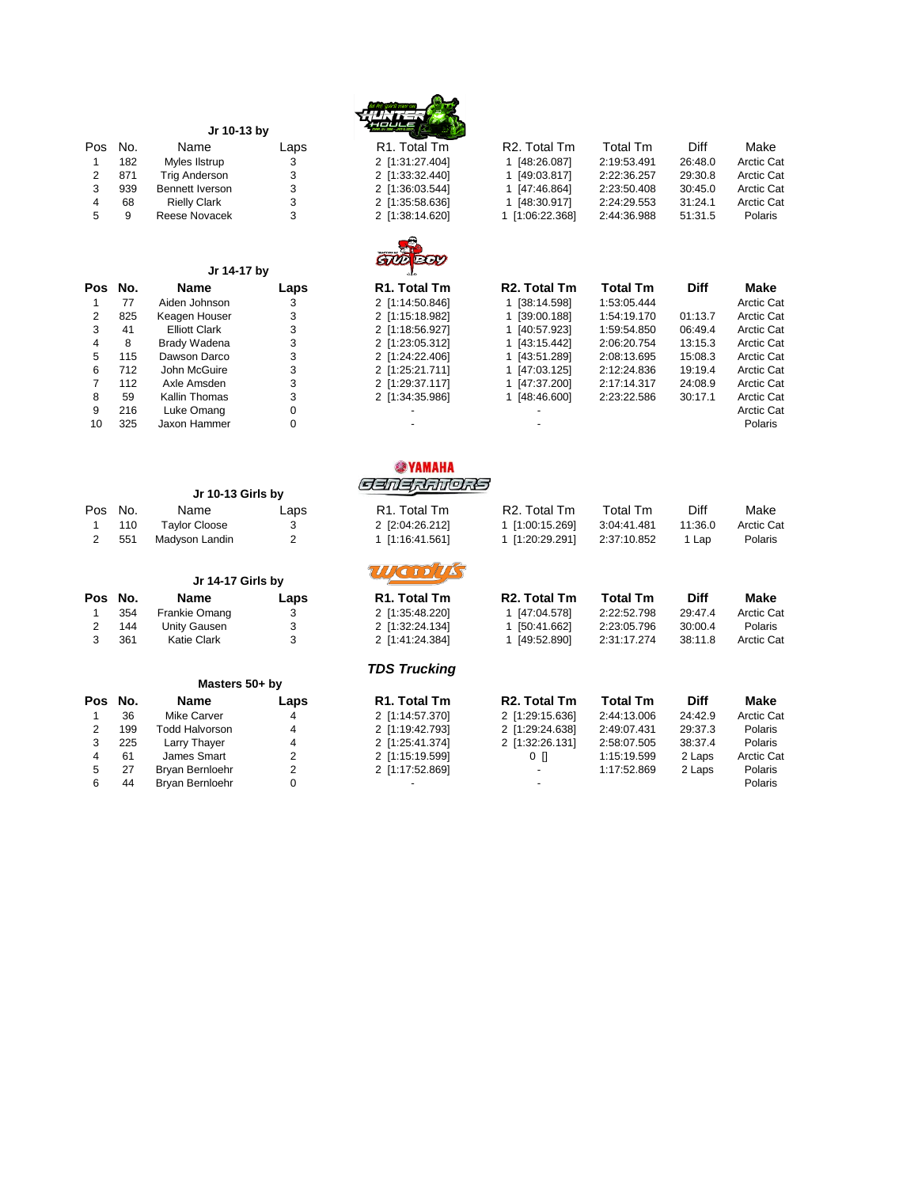### Jr 10-13 by

| Pos | No. | Name | Laps | R1. Total Tm | R2. Total Tm | Total Tm | Diff | Make |
|---|---|---|---|---|---|---|---|---|
| 1 | 182 | Myles Ilstrup | 3 | 2 [1:31:27.404] | 1 [48:26.087] | 2:19:53.491 | 26:48.0 | Arctic Cat |
| 2 | 871 | Trig Anderson | 3 | 2 [1:33:32.440] | 1 [49:03.817] | 2:22:36.257 | 29:30.8 | Arctic Cat |
| 3 | 939 | Bennett Iverson | 3 | 2 [1:36:03.544] | 1 [47:46.864] | 2:23:50.408 | 30:45.0 | Arctic Cat |
| 4 | 68 | Rielly Clark | 3 | 2 [1:35:58.636] | 1 [48:30.917] | 2:24:29.553 | 31:24.1 | Arctic Cat |
| 5 | 9 | Reese Novacek | 3 | 2 [1:38:14.620] | 1 [1:06:22.368] | 2:44:36.988 | 51:31.5 | Polaris |

### Jr 14-17 by

| Pos | No. | Name | Laps | R1. Total Tm | R2. Total Tm | Total Tm | Diff | Make |
|---|---|---|---|---|---|---|---|---|
| 1 | 77 | Aiden Johnson | 3 | 2 [1:14:50.846] | 1 [38:14.598] | 1:53:05.444 | | Arctic Cat |
| 2 | 825 | Keagen Houser | 3 | 2 [1:15:18.982] | 1 [39:00.188] | 1:54:19.170 | 01:13.7 | Arctic Cat |
| 3 | 41 | Elliott Clark | 3 | 2 [1:18:56.927] | 1 [40:57.923] | 1:59:54.850 | 06:49.4 | Arctic Cat |
| 4 | 8 | Brady Wadena | 3 | 2 [1:23:05.312] | 1 [43:15.442] | 2:06:20.754 | 13:15.3 | Arctic Cat |
| 5 | 115 | Dawson Darco | 3 | 2 [1:24:22.406] | 1 [43:51.289] | 2:08:13.695 | 15:08.3 | Arctic Cat |
| 6 | 712 | John McGuire | 3 | 2 [1:25:21.711] | 1 [47:03.125] | 2:12:24.836 | 19:19.4 | Arctic Cat |
| 7 | 112 | Axle Amsden | 3 | 2 [1:29:37.117] | 1 [47:37.200] | 2:17:14.317 | 24:08.9 | Arctic Cat |
| 8 | 59 | Kallin Thomas | 3 | 2 [1:34:35.986] | 1 [48:46.600] | 2:23:22.586 | 30:17.1 | Arctic Cat |
| 9 | 216 | Luke Omang | 0 | - | - | | | Arctic Cat |
| 10 | 325 | Jaxon Hammer | 0 | - | - | | | Polaris |

### Jr 10-13 Girls by

| Pos | No. | Name | Laps | R1. Total Tm | R2. Total Tm | Total Tm | Diff | Make |
|---|---|---|---|---|---|---|---|---|
| 1 | 110 | Taylor Cloose | 3 | 2 [2:04:26.212] | 1 [1:00:15.269] | 3:04:41.481 | 11:36.0 | Arctic Cat |
| 2 | 551 | Madyson Landin | 2 | 1 [1:16:41.561] | 1 [1:20:29.291] | 2:37:10.852 | 1 Lap | Polaris |

### Jr 14-17 Girls by

| Pos | No. | Name | Laps | R1. Total Tm | R2. Total Tm | Total Tm | Diff | Make |
|---|---|---|---|---|---|---|---|---|
| 1 | 354 | Frankie Omang | 3 | 2 [1:35:48.220] | 1 [47:04.578] | 2:22:52.798 | 29:47.4 | Arctic Cat |
| 2 | 144 | Unity Gausen | 3 | 2 [1:32:24.134] | 1 [50:41.662] | 2:23:05.796 | 30:00.4 | Polaris |
| 3 | 361 | Katie Clark | 3 | 2 [1:41:24.384] | 1 [49:52.890] | 2:31:17.274 | 38:11.8 | Arctic Cat |

### Masters 50+ by *TDS Trucking*

| Pos | No. | Name | Laps | R1. Total Tm | R2. Total Tm | Total Tm | Diff | Make |
|---|---|---|---|---|---|---|---|---|
| 1 | 36 | Mike Carver | 4 | 2 [1:14:57.370] | 2 [1:29:15.636] | 2:44:13.006 | 24:42.9 | Arctic Cat |
| 2 | 199 | Todd Halvorson | 4 | 2 [1:19:42.793] | 2 [1:29:24.638] | 2:49:07.431 | 29:37.3 | Polaris |
| 3 | 225 | Larry Thayer | 4 | 2 [1:25:41.374] | 2 [1:32:26.131] | 2:58:07.505 | 38:37.4 | Polaris |
| 4 | 61 | James Smart | 2 | 2 [1:15:19.599] | 0 [] | 1:15:19.599 | 2 Laps | Arctic Cat |
| 5 | 27 | Bryan Bernloehr | 2 | 2 [1:17:52.869] | - | 1:17:52.869 | 2 Laps | Polaris |
| 6 | 44 | Bryan Bernloehr | 0 | - | - | | | Polaris |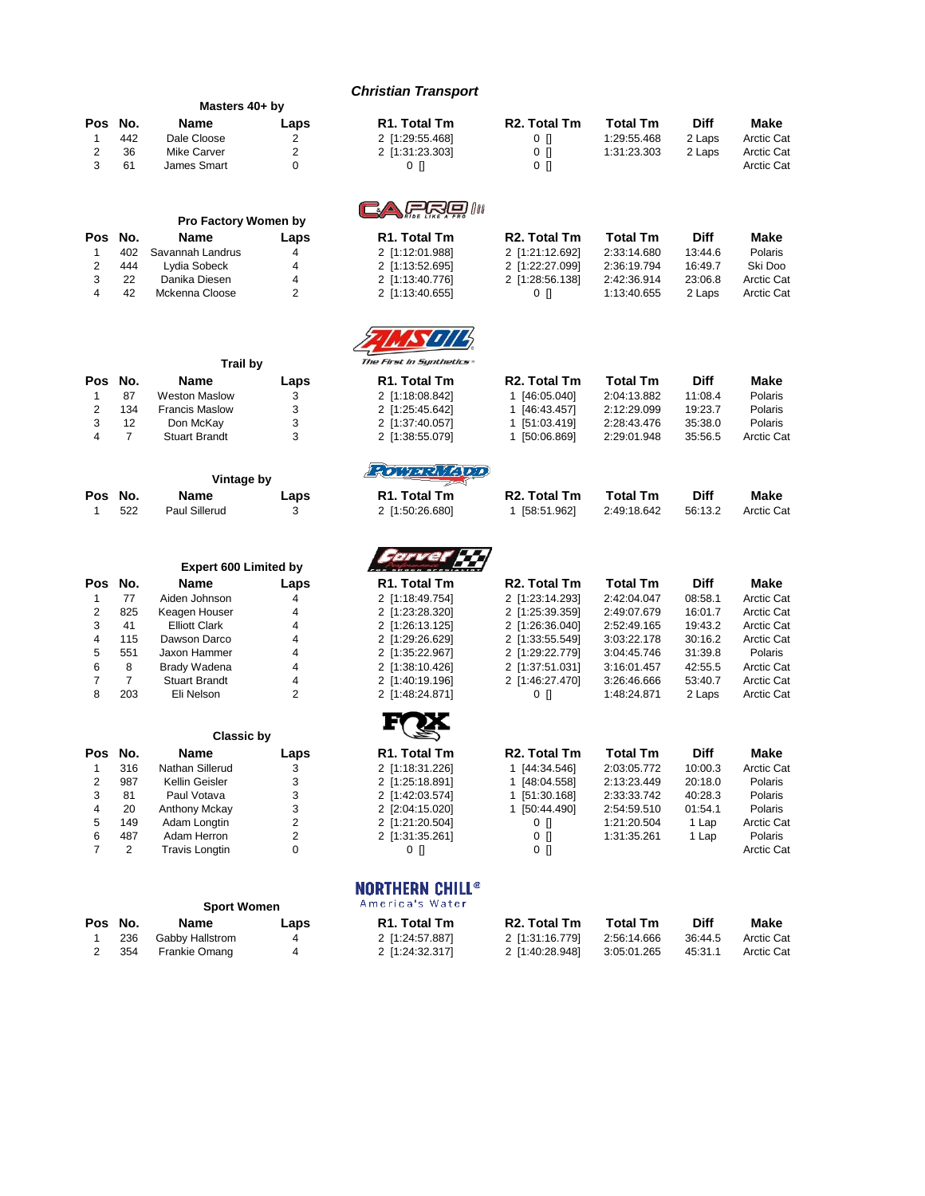***Christian Transport***

**Masters 40+ by**

| Pos | No. | Name | Laps | R1. Total Tm | R2. Total Tm | Total Tm | Diff | Make |
|---|---|---|---|---|---|---|---|---|
| 1 | 442 | Dale Cloose | 2 | 2 [1:29:55.468] | 0 [] | 1:29:55.468 | 2 Laps | Arctic Cat |
| 2 | 36 | Mike Carver | 2 | 2 [1:31:23.303] | 0 [] | 1:31:23.303 | 2 Laps | Arctic Cat |
| 3 | 61 | James Smart | 0 | 0 [] | 0 [] | | | Arctic Cat |

**Pro Factory Women by**

| Pos | No. | Name | Laps | R1. Total Tm | R2. Total Tm | Total Tm | Diff | Make |
|---|---|---|---|---|---|---|---|---|
| 1 | 402 | Savannah Landrus | 4 | 2 [1:12:01.988] | 2 [1:21:12.692] | 2:33:14.680 | 13:44.6 | Polaris |
| 2 | 444 | Lydia Sobeck | 4 | 2 [1:13:52.695] | 2 [1:22:27.099] | 2:36:19.794 | 16:49.7 | Ski Doo |
| 3 | 22 | Danika Diesen | 4 | 2 [1:13:40.776] | 2 [1:28:56.138] | 2:42:36.914 | 23:06.8 | Arctic Cat |
| 4 | 42 | Mckenna Cloose | 2 | 2 [1:13:40.655] | 0 [] | 1:13:40.655 | 2 Laps | Arctic Cat |

**Trail by**

| Pos | No. | Name | Laps | R1. Total Tm | R2. Total Tm | Total Tm | Diff | Make |
|---|---|---|---|---|---|---|---|---|
| 1 | 87 | Weston Maslow | 3 | 2 [1:18:08.842] | 1 [46:05.040] | 2:04:13.882 | 11:08.4 | Polaris |
| 2 | 134 | Francis Maslow | 3 | 2 [1:25:45.642] | 1 [46:43.457] | 2:12:29.099 | 19:23.7 | Polaris |
| 3 | 12 | Don McKay | 3 | 2 [1:37:40.057] | 1 [51:03.419] | 2:28:43.476 | 35:38.0 | Polaris |
| 4 | 7 | Stuart Brandt | 3 | 2 [1:38:55.079] | 1 [50:06.869] | 2:29:01.948 | 35:56.5 | Arctic Cat |

**Vintage by**

| Pos | No. | Name | Laps | R1. Total Tm | R2. Total Tm | Total Tm | Diff | Make |
|---|---|---|---|---|---|---|---|---|
| 1 | 522 | Paul Sillerud | 3 | 2 [1:50:26.680] | 1 [58:51.962] | 2:49:18.642 | 56:13.2 | Arctic Cat |

**Expert 600 Limited by**

| Pos | No. | Name | Laps | R1. Total Tm | R2. Total Tm | Total Tm | Diff | Make |
|---|---|---|---|---|---|---|---|---|
| 1 | 77 | Aiden Johnson | 4 | 2 [1:18:49.754] | 2 [1:23:14.293] | 2:42:04.047 | 08:58.1 | Arctic Cat |
| 2 | 825 | Keagen Houser | 4 | 2 [1:23:28.320] | 2 [1:25:39.359] | 2:49:07.679 | 16:01.7 | Arctic Cat |
| 3 | 41 | Elliott Clark | 4 | 2 [1:26:13.125] | 2 [1:26:36.040] | 2:52:49.165 | 19:43.2 | Arctic Cat |
| 4 | 115 | Dawson Darco | 4 | 2 [1:29:26.629] | 2 [1:33:55.549] | 3:03:22.178 | 30:16.2 | Arctic Cat |
| 5 | 551 | Jaxon Hammer | 4 | 2 [1:35:22.967] | 2 [1:29:22.779] | 3:04:45.746 | 31:39.8 | Polaris |
| 6 | 8 | Brady Wadena | 4 | 2 [1:38:10.426] | 2 [1:37:51.031] | 3:16:01.457 | 42:55.5 | Arctic Cat |
| 7 | 7 | Stuart Brandt | 4 | 2 [1:40:19.196] | 2 [1:46:27.470] | 3:26:46.666 | 53:40.7 | Arctic Cat |
| 8 | 203 | Eli Nelson | 2 | 2 [1:48:24.871] | 0 [] | 1:48:24.871 | 2 Laps | Arctic Cat |

**Classic by**

| Pos | No. | Name | Laps | R1. Total Tm | R2. Total Tm | Total Tm | Diff | Make |
|---|---|---|---|---|---|---|---|---|
| 1 | 316 | Nathan Sillerud | 3 | 2 [1:18:31.226] | 1 [44:34.546] | 2:03:05.772 | 10:00.3 | Arctic Cat |
| 2 | 987 | Kellin Geisler | 3 | 2 [1:25:18.891] | 1 [48:04.558] | 2:13:23.449 | 20:18.0 | Polaris |
| 3 | 81 | Paul Votava | 3 | 2 [1:42:03.574] | 1 [51:30.168] | 2:33:33.742 | 40:28.3 | Polaris |
| 4 | 20 | Anthony Mckay | 3 | 2 [2:04:15.020] | 1 [50:44.490] | 2:54:59.510 | 01:54.1 | Polaris |
| 5 | 149 | Adam Longtin | 2 | 2 [1:21:20.504] | 0 [] | 1:21:20.504 | 1 Lap | Arctic Cat |
| 6 | 487 | Adam Herron | 2 | 2 [1:31:35.261] | 0 [] | 1:31:35.261 | 1 Lap | Polaris |
| 7 | 2 | Travis Longtin | 0 | 0 [] | 0 [] | | | Arctic Cat |

**NORTHERN CHILL®**
America's Water

**Sport Women**

| Pos | No. | Name | Laps | R1. Total Tm | R2. Total Tm | Total Tm | Diff | Make |
|---|---|---|---|---|---|---|---|---|
| 1 | 236 | Gabby Hallstrom | 4 | 2 [1:24:57.887] | 2 [1:31:16.779] | 2:56:14.666 | 36:44.5 | Arctic Cat |
| 2 | 354 | Frankie Omang | 4 | 2 [1:24:32.317] | 2 [1:40:28.948] | 3:05:01.265 | 45:31.1 | Arctic Cat |